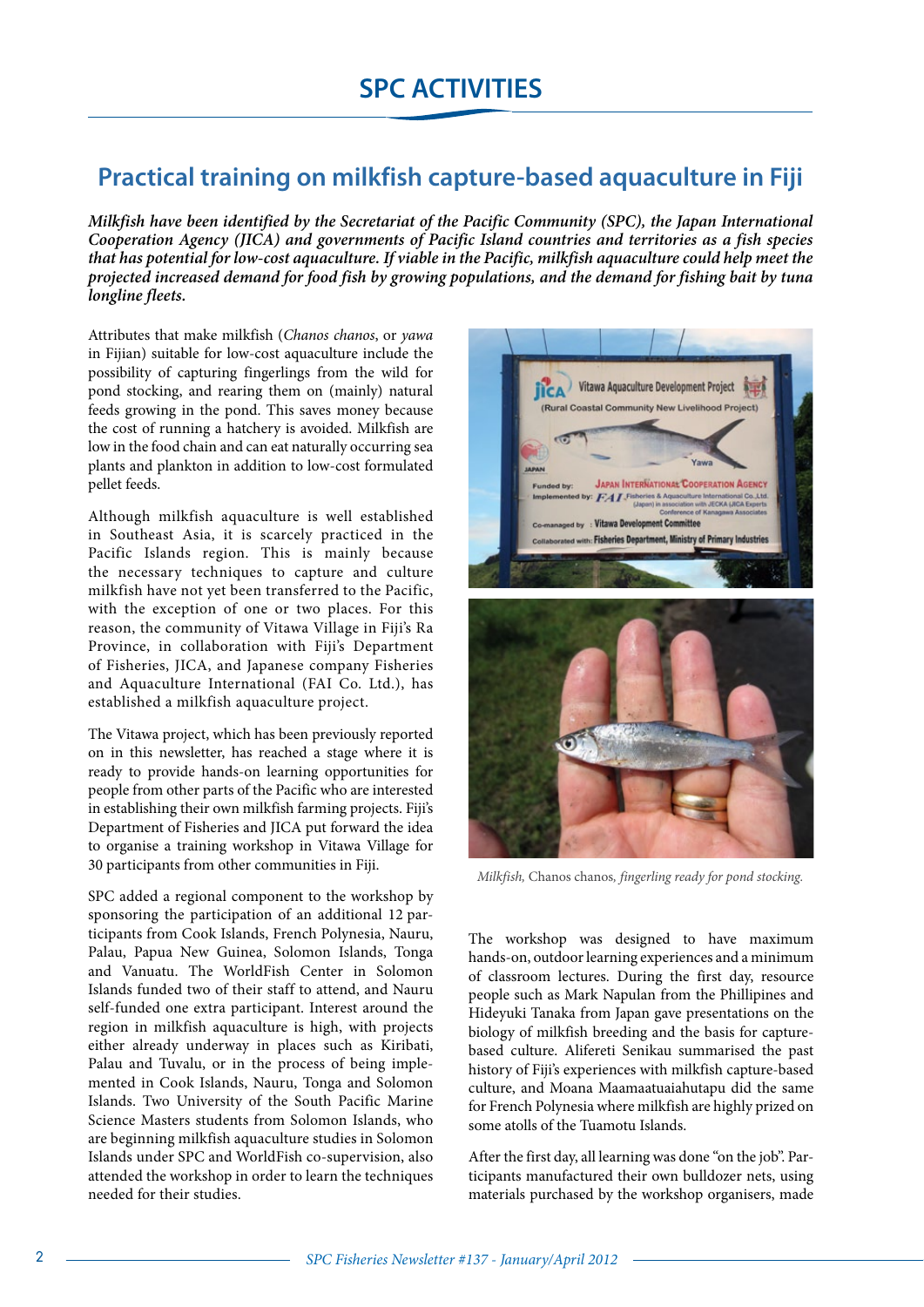# SPC ACTIVITIES

## Practical training on milkfish capture-based aquaculture in Fiji

***Milkfish have been identified by the Secretariat of the Pacific Community (SPC), the Japan International Cooperation Agency (JICA) and governments of Pacific Island countries and territories as a fish species that has potential for low-cost aquaculture. If viable in the Pacific, milkfish aquaculture could help meet the projected increased demand for food fish by growing populations, and the demand for fishing bait by tuna longline fleets.***

Attributes that make milkfish (*Chanos chanos*, or *yawa* in Fijian) suitable for low-cost aquaculture include the possibility of capturing fingerlings from the wild for pond stocking, and rearing them on (mainly) natural feeds growing in the pond. This saves money because the cost of running a hatchery is avoided. Milkfish are low in the food chain and can eat naturally occurring sea plants and plankton in addition to low-cost formulated pellet feeds.

Although milkfish aquaculture is well established in Southeast Asia, it is scarcely practiced in the Pacific Islands region. This is mainly because the necessary techniques to capture and culture milkfish have not yet been transferred to the Pacific, with the exception of one or two places. For this reason, the community of Vitawa Village in Fiji's Ra Province, in collaboration with Fiji's Department of Fisheries, JICA, and Japanese company Fisheries and Aquaculture International (FAI Co. Ltd.), has established a milkfish aquaculture project.

The Vitawa project, which has been previously reported on in this newsletter, has reached a stage where it is ready to provide hands-on learning opportunities for people from other parts of the Pacific who are interested in establishing their own milkfish farming projects. Fiji's Department of Fisheries and JICA put forward the idea to organise a training workshop in Vitawa Village for 30 participants from other communities in Fiji.

SPC added a regional component to the workshop by sponsoring the participation of an additional 12 participants from Cook Islands, French Polynesia, Nauru, Palau, Papua New Guinea, Solomon Islands, Tonga and Vanuatu. The WorldFish Center in Solomon Islands funded two of their staff to attend, and Nauru self-funded one extra participant. Interest around the region in milkfish aquaculture is high, with projects either already underway in places such as Kiribati, Palau and Tuvalu, or in the process of being implemented in Cook Islands, Nauru, Tonga and Solomon Islands. Two University of the South Pacific Marine Science Masters students from Solomon Islands, who are beginning milkfish aquaculture studies in Solomon Islands under SPC and WorldFish co-supervision, also attended the workshop in order to learn the techniques needed for their studies.

*Milkfish,* Chanos chanos, *fingerling ready for pond stocking.*

The workshop was designed to have maximum hands-on, outdoor learning experiences and a minimum of classroom lectures. During the first day, resource people such as Mark Napulan from the Phillipines and Hideyuki Tanaka from Japan gave presentations on the biology of milkfish breeding and the basis for capture-based culture. Alifereti Senikau summarised the past history of Fiji's experiences with milkfish capture-based culture, and Moana Maamaatuaiahutapu did the same for French Polynesia where milkfish are highly prized on some atolls of the Tuamotu Islands.

After the first day, all learning was done "on the job". Participants manufactured their own bulldozer nets, using materials purchased by the workshop organisers, made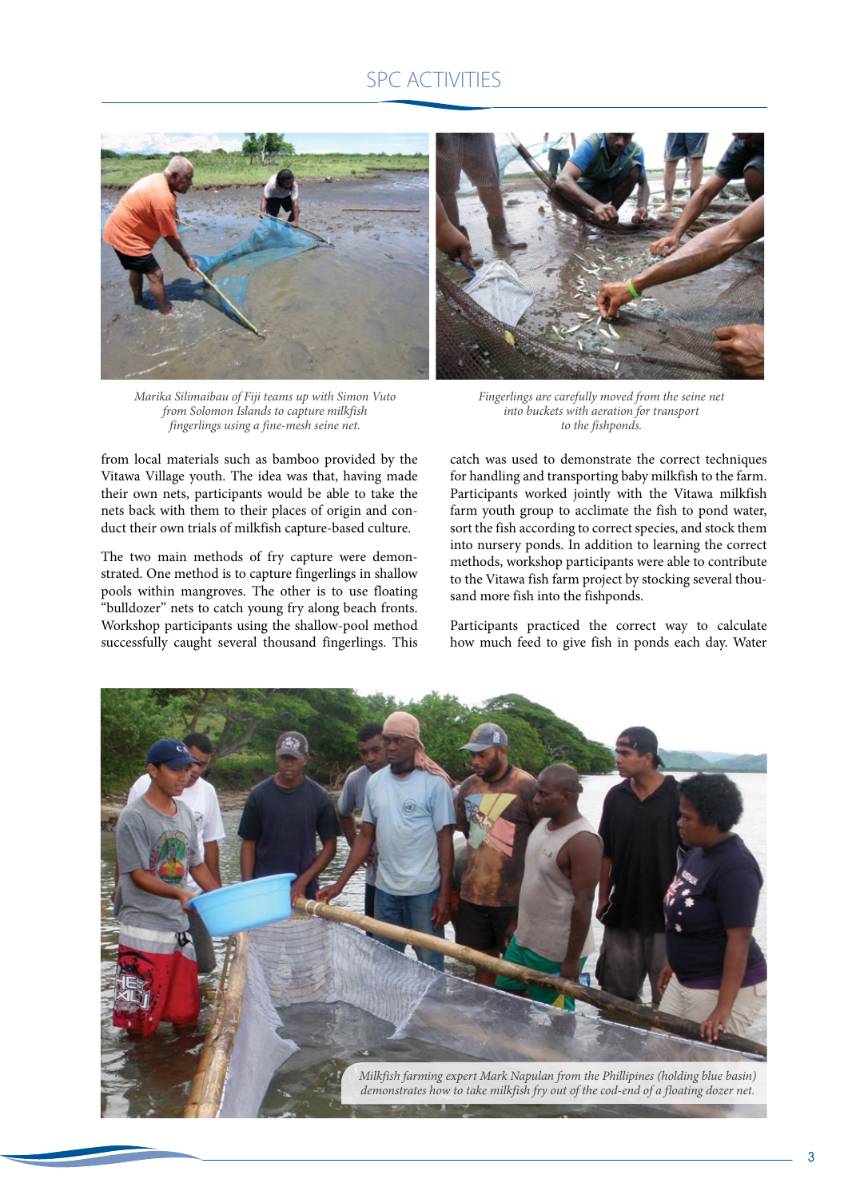*Marika Silimaibau of Fiji teams up with Simon Vuto from Solomon Islands to capture milkfish fingerlings using a fine-mesh seine net.*

*Fingerlings are carefully moved from the seine net into buckets with aeration for transport to the fishponds.*

from local materials such as bamboo provided by the Vitawa Village youth. The idea was that, having made their own nets, participants would be able to take the nets back with them to their places of origin and conduct their own trials of milkfish capture-based culture.

The two main methods of fry capture were demonstrated. One method is to capture fingerlings in shallow pools within mangroves. The other is to use floating "bulldozer" nets to catch young fry along beach fronts. Workshop participants using the shallow-pool method successfully caught several thousand fingerlings. This catch was used to demonstrate the correct techniques for handling and transporting baby milkfish to the farm. Participants worked jointly with the Vitawa milkfish farm youth group to acclimate the fish to pond water, sort the fish according to correct species, and stock them into nursery ponds. In addition to learning the correct methods, workshop participants were able to contribute to the Vitawa fish farm project by stocking several thousand more fish into the fishponds.

Participants practiced the correct way to calculate how much feed to give fish in ponds each day. Water

*Milkfish farming expert Mark Napulan from the Phillipines (holding blue basin) demonstrates how to take milkfish fry out of the cod-end of a floating dozer net.*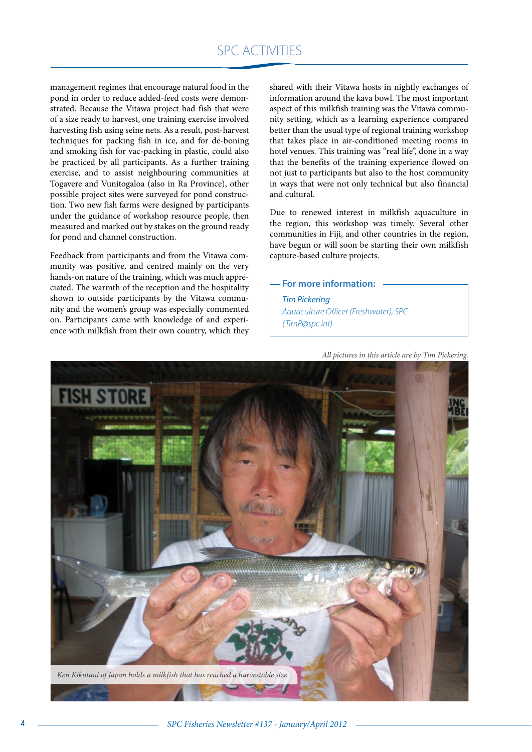management regimes that encourage natural food in the pond in order to reduce added-feed costs were demonstrated. Because the Vitawa project had fish that were of a size ready to harvest, one training exercise involved harvesting fish using seine nets. As a result, post-harvest techniques for packing fish in ice, and for de-boning and smoking fish for vac-packing in plastic, could also be practiced by all participants. As a further training exercise, and to assist neighbouring communities at Togavere and Vunitogaloa (also in Ra Province), other possible project sites were surveyed for pond construction. Two new fish farms were designed by participants under the guidance of workshop resource people, then measured and marked out by stakes on the ground ready for pond and channel construction.

Feedback from participants and from the Vitawa community was positive, and centred mainly on the very hands-on nature of the training, which was much appreciated. The warmth of the reception and the hospitality shown to outside participants by the Vitawa community and the women's group was especially commented on. Participants came with knowledge of and experience with milkfish from their own country, which they shared with their Vitawa hosts in nightly exchanges of information around the kava bowl. The most important aspect of this milkfish training was the Vitawa community setting, which as a learning experience compared better than the usual type of regional training workshop that takes place in air-conditioned meeting rooms in hotel venues. This training was "real life", done in a way that the benefits of the training experience flowed on not just to participants but also to the host community in ways that were not only technical but also financial and cultural.

Due to renewed interest in milkfish aquaculture in the region, this workshop was timely. Several other communities in Fiji, and other countries in the region, have begun or will soon be starting their own milkfish capture-based culture projects.

**For more information:**

*Tim Pickering*
*Aquaculture Officer (Freshwater), SPC*
*(TimP@spc.int)*

*All pictures in this article are by Tim Pickering.*

*Ken Kikutani of Japan holds a milkfish that has reached a harvestable size.*